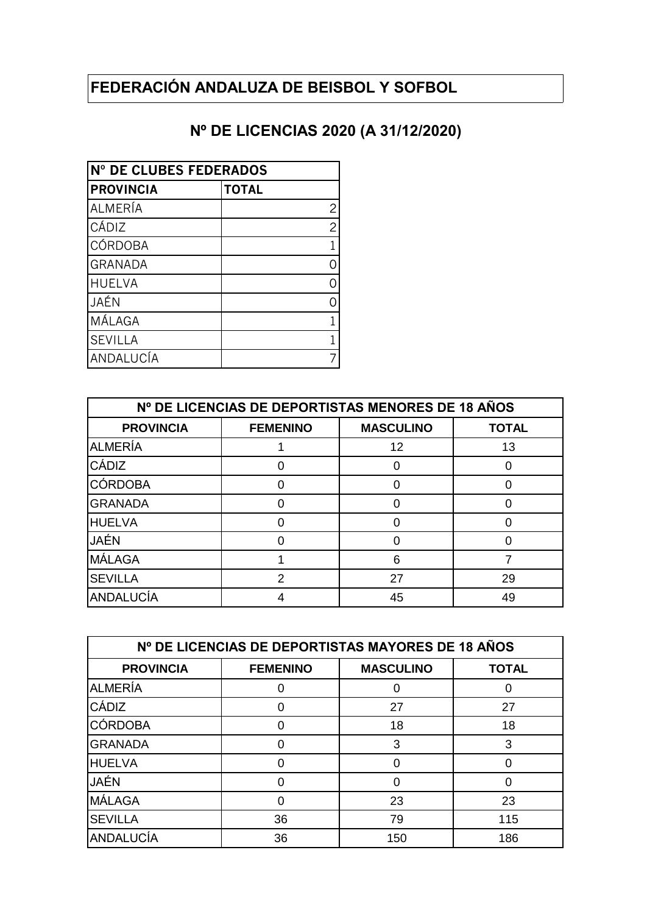# FEDERACIÓN ANDALUZA DE BEISBOL Y SOFBOL

## Nº DE LICENCIAS 2020 (A 31/12/2020)

| Nº DE CLUBES FEDERADOS | |
|---|---|
| **PROVINCIA** | **TOTAL** |
| ALMERÍA | 2 |
| CÁDIZ | 2 |
| CÓRDOBA | 1 |
| GRANADA | 0 |
| HUELVA | 0 |
| JAÉN | 0 |
| MÁLAGA | 1 |
| SEVILLA | 1 |
| ANDALUCÍA | 7 |

| Nº DE LICENCIAS DE DEPORTISTAS MENORES DE 18 AÑOS | | | |
|---|---|---|---|
| **PROVINCIA** | **FEMENINO** | **MASCULINO** | **TOTAL** |
| ALMERÍA | 1 | 12 | 13 |
| CÁDIZ | 0 | 0 | 0 |
| CÓRDOBA | 0 | 0 | 0 |
| GRANADA | 0 | 0 | 0 |
| HUELVA | 0 | 0 | 0 |
| JAÉN | 0 | 0 | 0 |
| MÁLAGA | 1 | 6 | 7 |
| SEVILLA | 2 | 27 | 29 |
| ANDALUCÍA | 4 | 45 | 49 |

| Nº DE LICENCIAS DE DEPORTISTAS MAYORES DE 18 AÑOS | | | |
|---|---|---|---|
| **PROVINCIA** | **FEMENINO** | **MASCULINO** | **TOTAL** |
| ALMERÍA | 0 | 0 | 0 |
| CÁDIZ | 0 | 27 | 27 |
| CÓRDOBA | 0 | 18 | 18 |
| GRANADA | 0 | 3 | 3 |
| HUELVA | 0 | 0 | 0 |
| JAÉN | 0 | 0 | 0 |
| MÁLAGA | 0 | 23 | 23 |
| SEVILLA | 36 | 79 | 115 |
| ANDALUCÍA | 36 | 150 | 186 |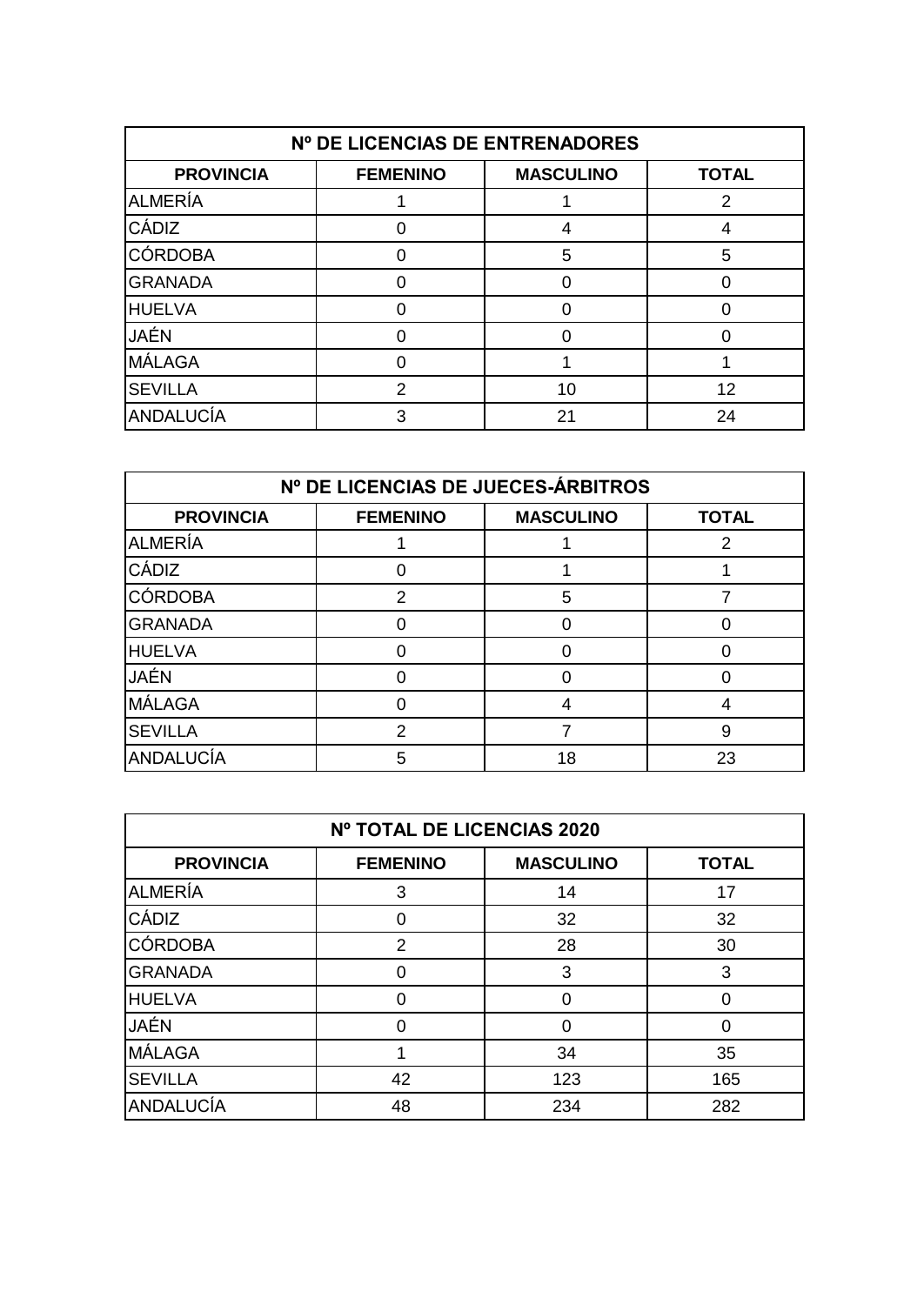| Nº DE LICENCIAS DE ENTRENADORES | | | |
|---|---|---|---|
| **PROVINCIA** | **FEMENINO** | **MASCULINO** | **TOTAL** |
| ALMERÍA | 1 | 1 | 2 |
| CÁDIZ | 0 | 4 | 4 |
| CÓRDOBA | 0 | 5 | 5 |
| GRANADA | 0 | 0 | 0 |
| HUELVA | 0 | 0 | 0 |
| JAÉN | 0 | 0 | 0 |
| MÁLAGA | 0 | 1 | 1 |
| SEVILLA | 2 | 10 | 12 |
| ANDALUCÍA | 3 | 21 | 24 |

| Nº DE LICENCIAS DE JUECES-ÁRBITROS | | | |
|---|---|---|---|
| **PROVINCIA** | **FEMENINO** | **MASCULINO** | **TOTAL** |
| ALMERÍA | 1 | 1 | 2 |
| CÁDIZ | 0 | 1 | 1 |
| CÓRDOBA | 2 | 5 | 7 |
| GRANADA | 0 | 0 | 0 |
| HUELVA | 0 | 0 | 0 |
| JAÉN | 0 | 0 | 0 |
| MÁLAGA | 0 | 4 | 4 |
| SEVILLA | 2 | 7 | 9 |
| ANDALUCÍA | 5 | 18 | 23 |

| Nº TOTAL DE LICENCIAS 2020 | | | |
|---|---|---|---|
| **PROVINCIA** | **FEMENINO** | **MASCULINO** | **TOTAL** |
| ALMERÍA | 3 | 14 | 17 |
| CÁDIZ | 0 | 32 | 32 |
| CÓRDOBA | 2 | 28 | 30 |
| GRANADA | 0 | 3 | 3 |
| HUELVA | 0 | 0 | 0 |
| JAÉN | 0 | 0 | 0 |
| MÁLAGA | 1 | 34 | 35 |
| SEVILLA | 42 | 123 | 165 |
| ANDALUCÍA | 48 | 234 | 282 |